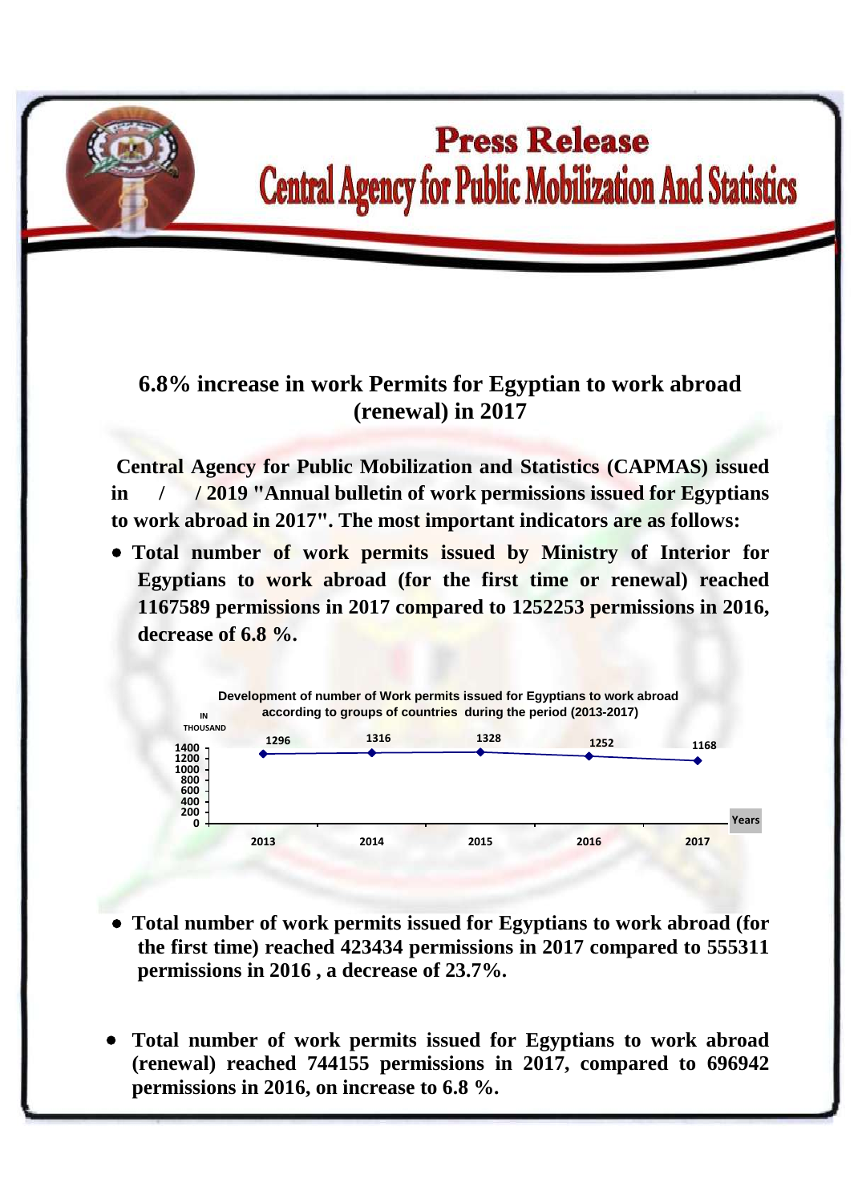# Press Release

## Central Agency for Public Mobilization And Statistics

### 6.8% increase in work Permits for Egyptian to work abroad (renewal) in 2017

**Central Agency for Public Mobilization and Statistics (CAPMAS) issued in / / 2019 "Annual bulletin of work permissions issued for Egyptians to work abroad in 2017". The most important indicators are as follows:**

- **Total number of work permits issued by Ministry of Interior for Egyptians to work abroad (for the first time or renewal) reached 1167589 permissions in 2017 compared to 1252253 permissions in 2016, decrease of 6.8 %.**

Development of number of Work permits issued for Egyptians to work abroad according to groups of countries during the period (2013-2017)

IN THOUSAND

| Years | 2013 | 2014 | 2015 | 2016 | 2017 |
|---|---|---|---|---|---|
| Work permits | 1296 | 1316 | 1328 | 1252 | 1168 |

- **Total number of work permits issued for Egyptians to work abroad (for the first time) reached 423434 permissions in 2017 compared to 555311 permissions in 2016 , a decrease of 23.7%.**

- **Total number of work permits issued for Egyptians to work abroad (renewal) reached 744155 permissions in 2017, compared to 696942 permissions in 2016, on increase to 6.8 %.**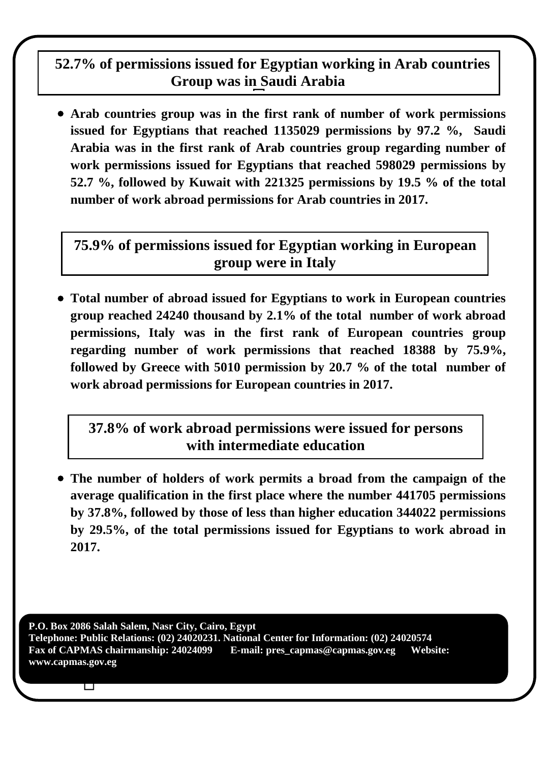## 52.7% of permissions issued for Egyptian working in Arab countries Group was in Saudi Arabia

- **Arab countries group was in the first rank of number of work permissions issued for Egyptians that reached 1135029 permissions by 97.2 %, Saudi Arabia was in the first rank of Arab countries group regarding number of work permissions issued for Egyptians that reached 598029 permissions by 52.7 %, followed by Kuwait with 221325 permissions by 19.5 % of the total number of work abroad permissions for Arab countries in 2017.**

## 75.9% of permissions issued for Egyptian working in European group were in Italy

- **Total number of abroad issued for Egyptians to work in European countries group reached 24240 thousand by 2.1% of the total number of work abroad permissions, Italy was in the first rank of European countries group regarding number of work permissions that reached 18388 by 75.9%, followed by Greece with 5010 permission by 20.7 % of the total number of work abroad permissions for European countries in 2017.**

## 37.8% of work abroad permissions were issued for persons with intermediate education

- **The number of holders of work permits a broad from the campaign of the average qualification in the first place where the number 441705 permissions by 37.8%, followed by those of less than higher education 344022 permissions by 29.5%, of the total permissions issued for Egyptians to work abroad in 2017.**

**P.O. Box 2086 Salah Salem, Nasr City, Cairo, Egypt**
**Telephone: Public Relations: (02) 24020231. National Center for Information: (02) 24020574**
**Fax of CAPMAS chairmanship: 24024099 E-mail: pres_capmas@capmas.gov.eg Website: www.capmas.gov.eg**